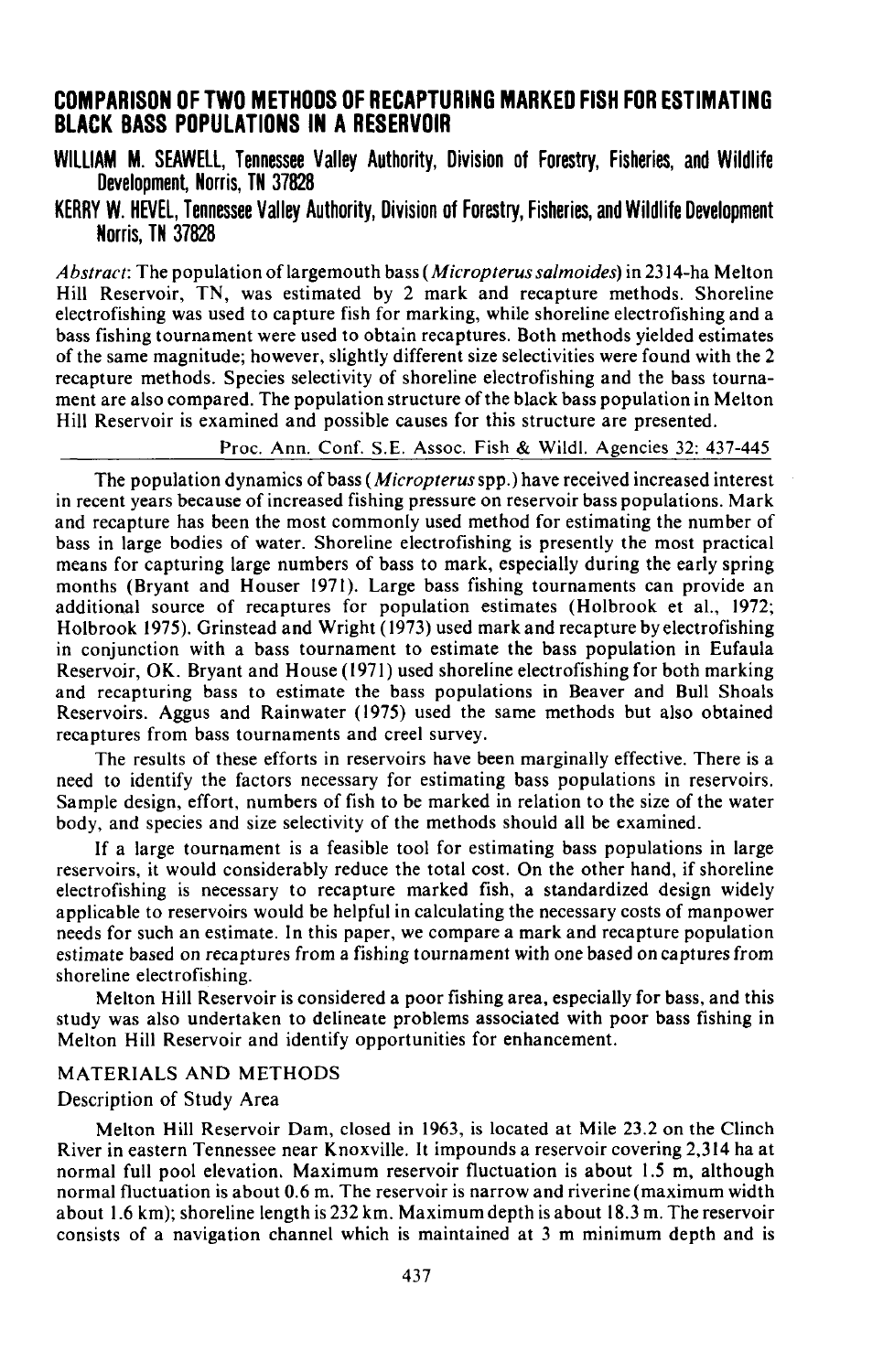# COMPARISON OF TWO METHODS OF RECAPTURING MARKED FISH FOR ESTIMATING BLACK BASS POPULATIONS IN A RESERVOIR

**WILLIAM M. SEAWELL, Tennessee Valley Authority, Division of Forestry, Fisheries, and Wildlife Development, Norris, TN 37828**

**KERRY W. HEVEL, Tennessee Valley Authority, Division of Forestry, Fisheries, and Wildlife Development Norris, TN 37828**

*Abstract*: The population of largemouth bass (*Micropterus salmoides*) in 2314-ha Melton Hill Reservoir, TN, was estimated by 2 mark and recapture methods. Shoreline electrofishing was used to capture fish for marking, while shoreline electrofishing and a bass fishing tournament were used to obtain recaptures. Both methods yielded estimates of the same magnitude; however, slightly different size selectivities were found with the 2 recapture methods. Species selectivity of shoreline electrofishing and the bass tournament are also compared. The population structure of the black bass population in Melton Hill Reservoir is examined and possible causes for this structure are presented.

Proc. Ann. Conf. S.E. Assoc. Fish & Wildl. Agencies 32: 437-445

The population dynamics of bass (*Micropterus* spp.) have received increased interest in recent years because of increased fishing pressure on reservoir bass populations. Mark and recapture has been the most commonly used method for estimating the number of bass in large bodies of water. Shoreline electrofishing is presently the most practical means for capturing large numbers of bass to mark, especially during the early spring months (Bryant and Houser 1971). Large bass fishing tournaments can provide an additional source of recaptures for population estimates (Holbrook et al., 1972; Holbrook 1975). Grinstead and Wright (1973) used mark and recapture by electrofishing in conjunction with a bass tournament to estimate the bass population in Eufaula Reservoir, OK. Bryant and House (1971) used shoreline electrofishing for both marking and recapturing bass to estimate the bass populations in Beaver and Bull Shoals Reservoirs. Aggus and Rainwater (1975) used the same methods but also obtained recaptures from bass tournaments and creel survey.

The results of these efforts in reservoirs have been marginally effective. There is a need to identify the factors necessary for estimating bass populations in reservoirs. Sample design, effort, numbers of fish to be marked in relation to the size of the water body, and species and size selectivity of the methods should all be examined.

If a large tournament is a feasible tool for estimating bass populations in large reservoirs, it would considerably reduce the total cost. On the other hand, if shoreline electrofishing is necessary to recapture marked fish, a standardized design widely applicable to reservoirs would be helpful in calculating the necessary costs of manpower needs for such an estimate. In this paper, we compare a mark and recapture population estimate based on recaptures from a fishing tournament with one based on captures from shoreline electrofishing.

Melton Hill Reservoir is considered a poor fishing area, especially for bass, and this study was also undertaken to delineate problems associated with poor bass fishing in Melton Hill Reservoir and identify opportunities for enhancement.

## MATERIALS AND METHODS

### Description of Study Area

Melton Hill Reservoir Dam, closed in 1963, is located at Mile 23.2 on the Clinch River in eastern Tennessee near Knoxville. It impounds a reservoir covering 2,314 ha at normal full pool elevation. Maximum reservoir fluctuation is about 1.5 m, although normal fluctuation is about 0.6 m. The reservoir is narrow and riverine (maximum width about 1.6 km); shoreline length is 232 km. Maximum depth is about 18.3 m. The reservoir consists of a navigation channel which is maintained at 3 m minimum depth and is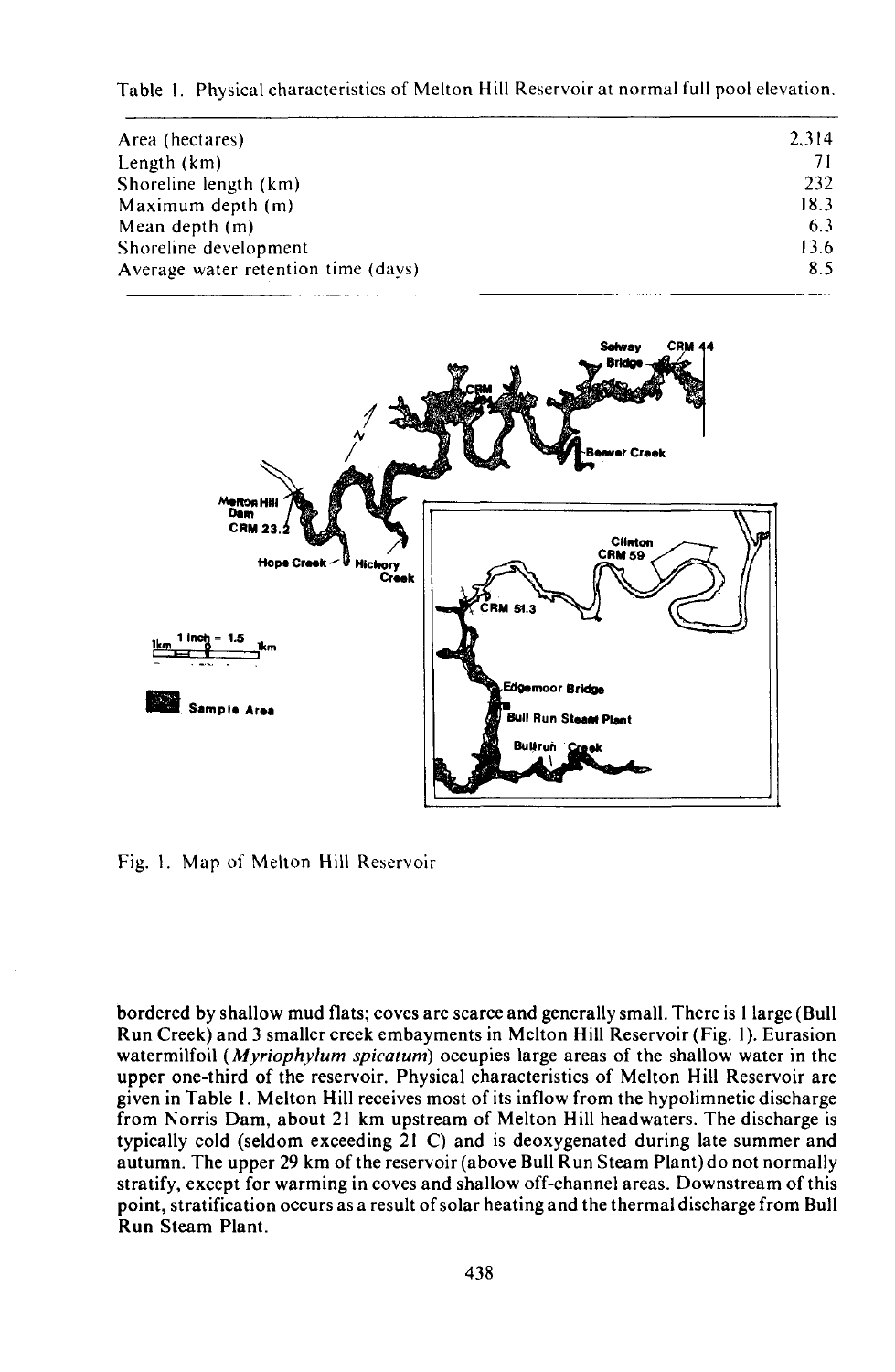Table 1. Physical characteristics of Melton Hill Reservoir at normal full pool elevation.

| | |
|---|---|
| Area (hectares) | 2,314 |
| Length (km) | 71 |
| Shoreline length (km) | 232 |
| Maximum depth (m) | 18.3 |
| Mean depth (m) | 6.3 |
| Shoreline development | 13.6 |
| Average water retention time (days) | 8.5 |

Fig. 1. Map of Melton Hill Reservoir

bordered by shallow mud flats; coves are scarce and generally small. There is 1 large (Bull Run Creek) and 3 smaller creek embayments in Melton Hill Reservoir (Fig. 1). Eurasion watermilfoil (*Myriophylum spicatum*) occupies large areas of the shallow water in the upper one-third of the reservoir. Physical characteristics of Melton Hill Reservoir are given in Table 1. Melton Hill receives most of its inflow from the hypolimnetic discharge from Norris Dam, about 21 km upstream of Melton Hill headwaters. The discharge is typically cold (seldom exceeding 21 C) and is deoxygenated during late summer and autumn. The upper 29 km of the reservoir (above Bull Run Steam Plant) do not normally stratify, except for warming in coves and shallow off-channel areas. Downstream of this point, stratification occurs as a result of solar heating and the thermal discharge from Bull Run Steam Plant.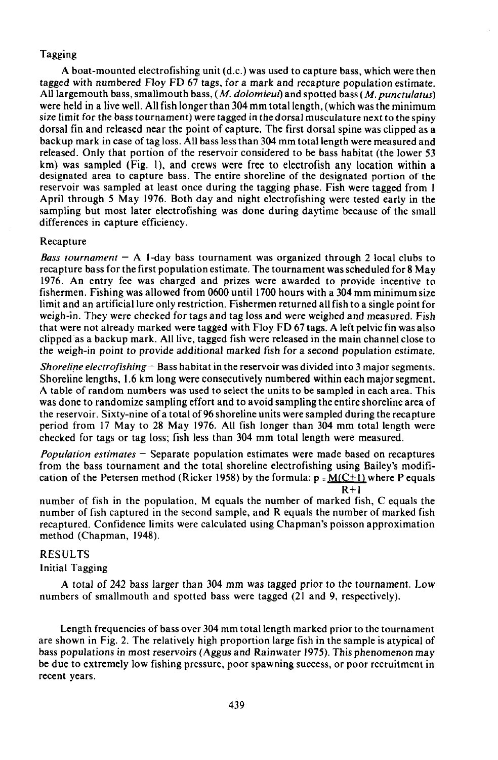### Tagging

A boat-mounted electrofishing unit (d.c.) was used to capture bass, which were then tagged with numbered Floy FD 67 tags, for a mark and recapture population estimate. All largemouth bass, smallmouth bass, (*M. dolomieui*) and spotted bass (*M. punctulatus*) were held in a live well. All fish longer than 304 mm total length, (which was the minimum size limit for the bass tournament) were tagged in the dorsal musculature next to the spiny dorsal fin and released near the point of capture. The first dorsal spine was clipped as a backup mark in case of tag loss. All bass less than 304 mm total length were measured and released. Only that portion of the reservoir considered to be bass habitat (the lower 53 km) was sampled (Fig. 1), and crews were free to electrofish any location within a designated area to capture bass. The entire shoreline of the designated portion of the reservoir was sampled at least once during the tagging phase. Fish were tagged from 1 April through 5 May 1976. Both day and night electrofishing were tested early in the sampling but most later electrofishing was done during daytime because of the small differences in capture efficiency.

### Recapture

*Bass tournament* — A 1-day bass tournament was organized through 2 local clubs to recapture bass for the first population estimate. The tournament was scheduled for 8 May 1976. An entry fee was charged and prizes were awarded to provide incentive to fishermen. Fishing was allowed from 0600 until 1700 hours with a 304 mm minimum size limit and an artificial lure only restriction. Fishermen returned all fish to a single point for weigh-in. They were checked for tags and tag loss and were weighed and measured. Fish that were not already marked were tagged with Floy FD 67 tags. A left pelvic fin was also clipped as a backup mark. All live, tagged fish were released in the main channel close to the weigh-in point to provide additional marked fish for a second population estimate.

*Shoreline electrofishing* — Bass habitat in the reservoir was divided into 3 major segments. Shoreline lengths, 1.6 km long were consecutively numbered within each major segment. A table of random numbers was used to select the units to be sampled in each area. This was done to randomize sampling effort and to avoid sampling the entire shoreline area of the reservoir. Sixty-nine of a total of 96 shoreline units were sampled during the recapture period from 17 May to 28 May 1976. All fish longer than 304 mm total length were checked for tags or tag loss; fish less than 304 mm total length were measured.

*Population estimates* — Separate population estimates were made based on recaptures from the bass tournament and the total shoreline electrofishing using Bailey's modification of the Petersen method (Ricker 1958) by the formula: $p = \frac{M(C+1)}{R+1}$ where P equals number of fish in the population, M equals the number of marked fish, C equals the number of fish captured in the second sample, and R equals the number of marked fish recaptured. Confidence limits were calculated using Chapman's poisson approximation method (Chapman, 1948).

## RESULTS

### Initial Tagging

A total of 242 bass larger than 304 mm was tagged prior to the tournament. Low numbers of smallmouth and spotted bass were tagged (21 and 9, respectively).

Length frequencies of bass over 304 mm total length marked prior to the tournament are shown in Fig. 2. The relatively high proportion large fish in the sample is atypical of bass populations in most reservoirs (Aggus and Rainwater 1975). This phenomenon may be due to extremely low fishing pressure, poor spawning success, or poor recruitment in recent years.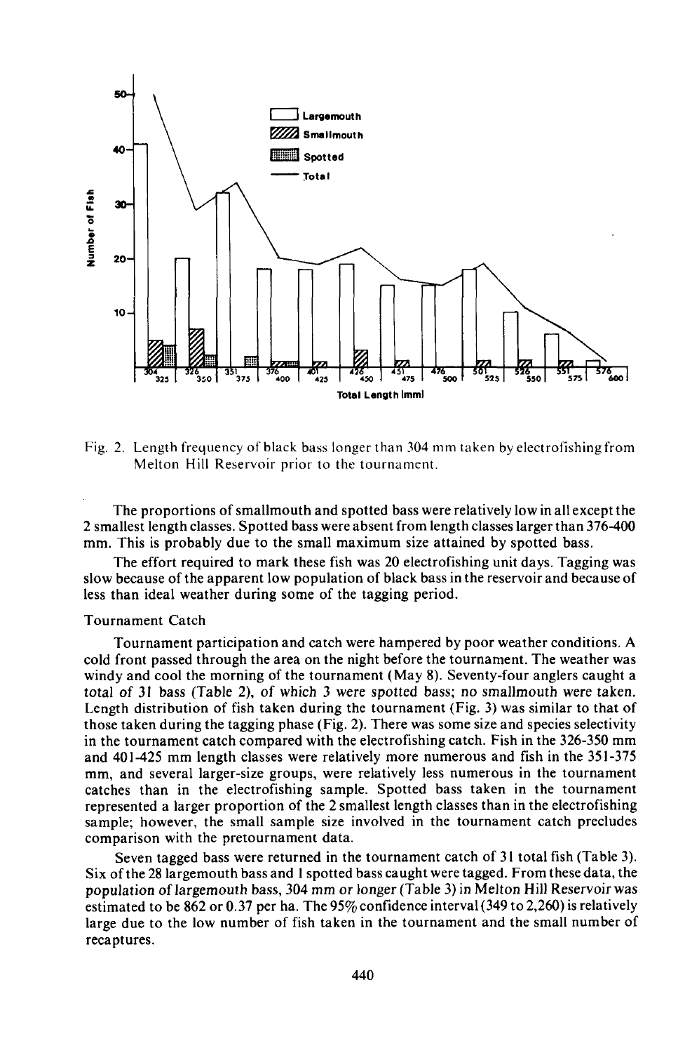Fig. 2. Length frequency of black bass longer than 304 mm taken by electrofishing from Melton Hill Reservoir prior to the tournament.

The proportions of smallmouth and spotted bass were relatively low in all except the 2 smallest length classes. Spotted bass were absent from length classes larger than 376-400 mm. This is probably due to the small maximum size attained by spotted bass.

The effort required to mark these fish was 20 electrofishing unit days. Tagging was slow because of the apparent low population of black bass in the reservoir and because of less than ideal weather during some of the tagging period.

Tournament Catch

Tournament participation and catch were hampered by poor weather conditions. A cold front passed through the area on the night before the tournament. The weather was windy and cool the morning of the tournament (May 8). Seventy-four anglers caught a total of 31 bass (Table 2), of which 3 were spotted bass; no smallmouth were taken. Length distribution of fish taken during the tournament (Fig. 3) was similar to that of those taken during the tagging phase (Fig. 2). There was some size and species selectivity in the tournament catch compared with the electrofishing catch. Fish in the 326-350 mm and 401-425 mm length classes were relatively more numerous and fish in the 351-375 mm, and several larger-size groups, were relatively less numerous in the tournament catches than in the electrofishing sample. Spotted bass taken in the tournament represented a larger proportion of the 2 smallest length classes than in the electrofishing sample; however, the small sample size involved in the tournament catch precludes comparison with the pretournament data.

Seven tagged bass were returned in the tournament catch of 31 total fish (Table 3). Six of the 28 largemouth bass and 1 spotted bass caught were tagged. From these data, the population of largemouth bass, 304 mm or longer (Table 3) in Melton Hill Reservoir was estimated to be 862 or 0.37 per ha. The 95% confidence interval (349 to 2,260) is relatively large due to the low number of fish taken in the tournament and the small number of recaptures.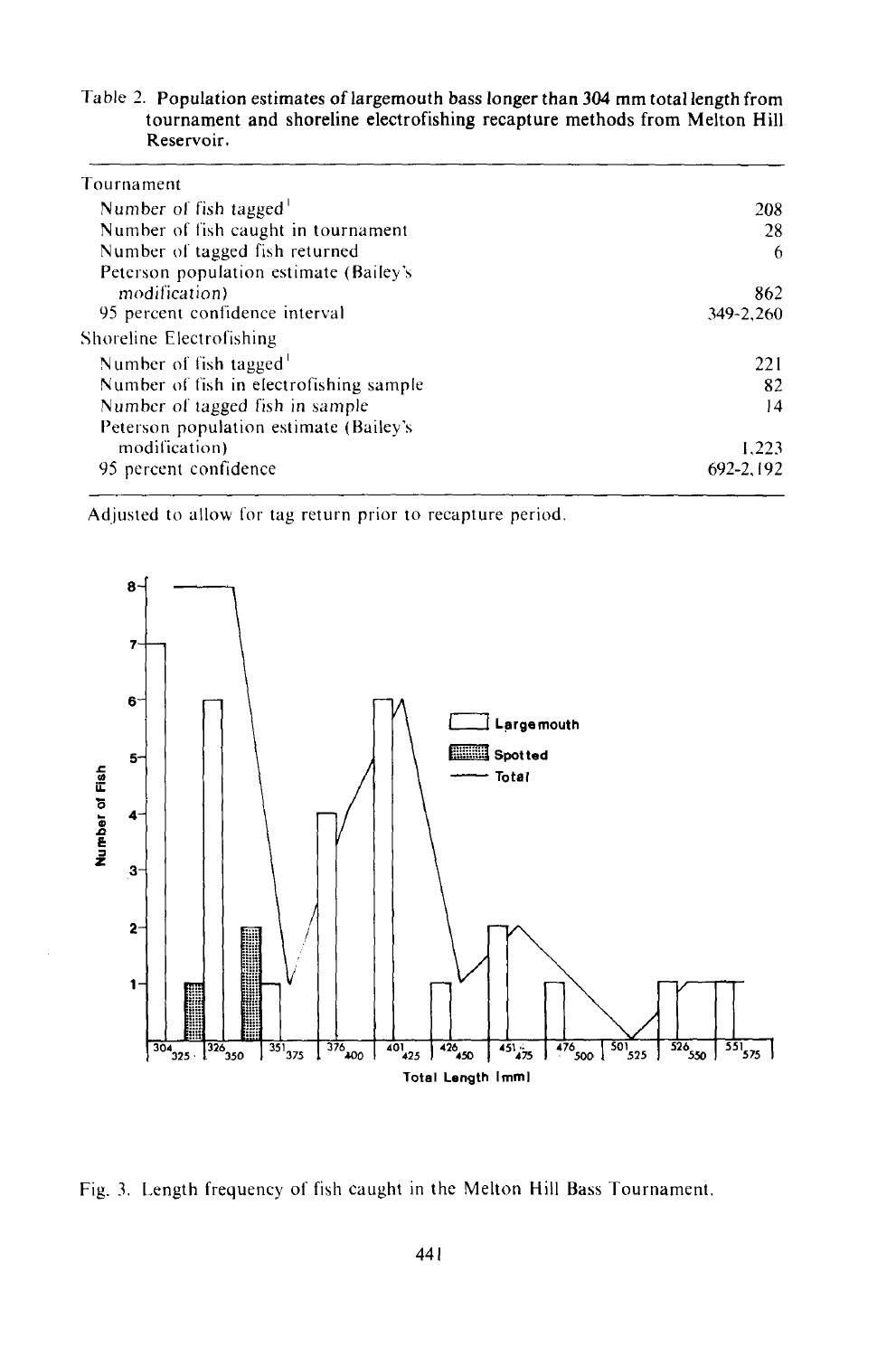Table 2. **Population estimates of largemouth bass longer than 304 mm total length from tournament and shoreline electrofishing recapture methods from Melton Hill Reservoir.**

| | |
|---|---|
| Tournament | |
| Number of fish tagged[1] | 208 |
| Number of fish caught in tournament | 28 |
| Number of tagged fish returned | 6 |
| Peterson population estimate (Bailey's modification) | 862 |
| 95 percent confidence interval | 349-2,260 |
| Shoreline Electrofishing | |
| Number of fish tagged[1] | 221 |
| Number of fish in electrofishing sample | 82 |
| Number of tagged fish in sample | 14 |
| Peterson population estimate (Bailey's modification) | 1,223 |
| 95 percent confidence | 692-2,192 |

[1] Adjusted to allow for tag return prior to recapture period.

Fig. 3. Length frequency of fish caught in the Melton Hill Bass Tournament.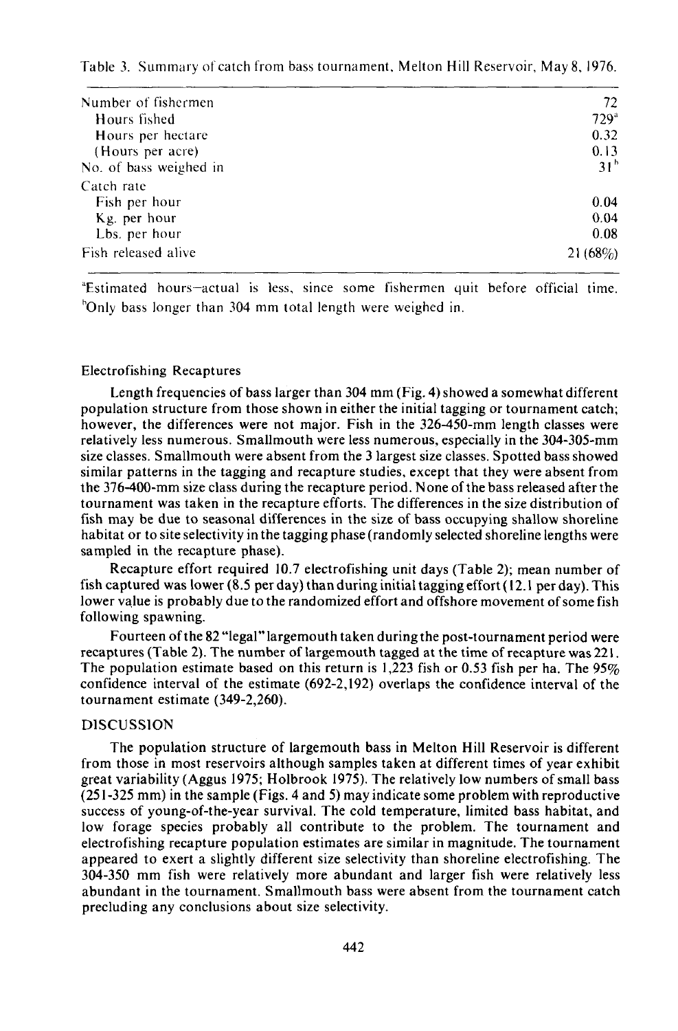Table 3. Summary of catch from bass tournament, Melton Hill Reservoir, May 8, 1976.

| | |
|---|---|
| Number of fishermen | 72 |
| Hours fished | 729[a] |
| Hours per hectare | 0.32 |
| (Hours per acre) | 0.13 |
| No. of bass weighed in | 31[b] |
| Catch rate | |
| Fish per hour | 0.04 |
| Kg. per hour | 0.04 |
| Lbs. per hour | 0.08 |
| Fish released alive | 21 (68%) |

[a]Estimated hours–actual is less, since some fishermen quit before official time.
[b]Only bass longer than 304 mm total length were weighed in.

### Electrofishing Recaptures

Length frequencies of bass larger than 304 mm (Fig. 4) showed a somewhat different population structure from those shown in either the initial tagging or tournament catch; however, the differences were not major. Fish in the 326-450-mm length classes were relatively less numerous. Smallmouth were less numerous, especially in the 304-305-mm size classes. Smallmouth were absent from the 3 largest size classes. Spotted bass showed similar patterns in the tagging and recapture studies, except that they were absent from the 376-400-mm size class during the recapture period. None of the bass released after the tournament was taken in the recapture efforts. The differences in the size distribution of fish may be due to seasonal differences in the size of bass occupying shallow shoreline habitat or to site selectivity in the tagging phase (randomly selected shoreline lengths were sampled in the recapture phase).

Recapture effort required 10.7 electrofishing unit days (Table 2); mean number of fish captured was lower (8.5 per day) than during initial tagging effort (12.1 per day). This lower value is probably due to the randomized effort and offshore movement of some fish following spawning.

Fourteen of the 82 "legal" largemouth taken during the post-tournament period were recaptures (Table 2). The number of largemouth tagged at the time of recapture was 221. The population estimate based on this return is 1,223 fish or 0.53 fish per ha. The 95% confidence interval of the estimate (692-2,192) overlaps the confidence interval of the tournament estimate (349-2,260).

## DISCUSSION

The population structure of largemouth bass in Melton Hill Reservoir is different from those in most reservoirs although samples taken at different times of year exhibit great variability (Aggus 1975; Holbrook 1975). The relatively low numbers of small bass (251-325 mm) in the sample (Figs. 4 and 5) may indicate some problem with reproductive success of young-of-the-year survival. The cold temperature, limited bass habitat, and low forage species probably all contribute to the problem. The tournament and electrofishing recapture population estimates are similar in magnitude. The tournament appeared to exert a slightly different size selectivity than shoreline electrofishing. The 304-350 mm fish were relatively more abundant and larger fish were relatively less abundant in the tournament. Smallmouth bass were absent from the tournament catch precluding any conclusions about size selectivity.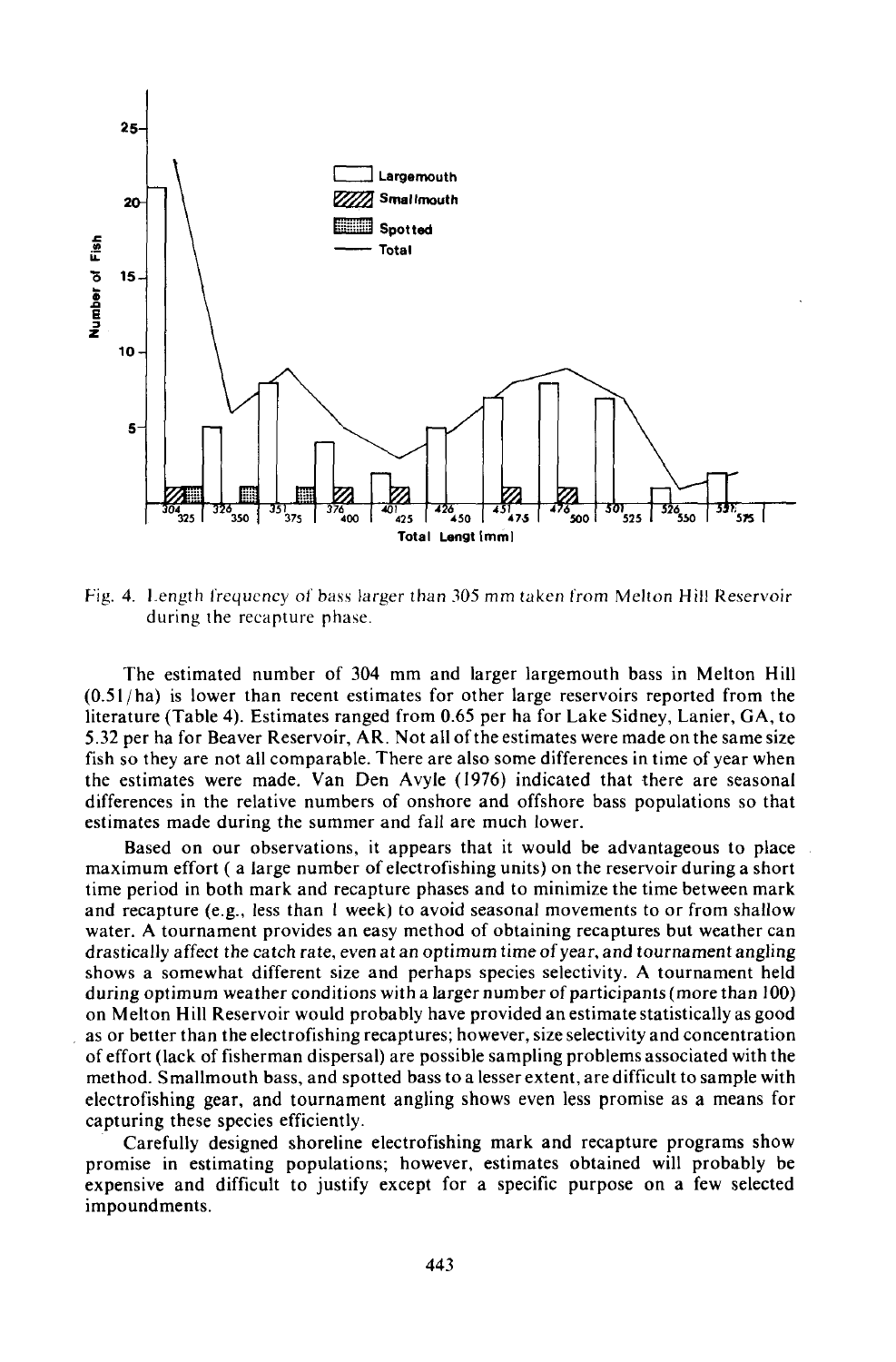Fig. 4. Length frequency of bass larger than 305 mm taken from Melton Hill Reservoir during the recapture phase.

The estimated number of 304 mm and larger largemouth bass in Melton Hill (0.51/ha) is lower than recent estimates for other large reservoirs reported from the literature (Table 4). Estimates ranged from 0.65 per ha for Lake Sidney, Lanier, GA, to 5.32 per ha for Beaver Reservoir, AR. Not all of the estimates were made on the same size fish so they are not all comparable. There are also some differences in time of year when the estimates were made. Van Den Avyle (1976) indicated that there are seasonal differences in the relative numbers of onshore and offshore bass populations so that estimates made during the summer and fall are much lower.

Based on our observations, it appears that it would be advantageous to place maximum effort ( a large number of electrofishing units) on the reservoir during a short time period in both mark and recapture phases and to minimize the time between mark and recapture (e.g., less than 1 week) to avoid seasonal movements to or from shallow water. A tournament provides an easy method of obtaining recaptures but weather can drastically affect the catch rate, even at an optimum time of year, and tournament angling shows a somewhat different size and perhaps species selectivity. A tournament held during optimum weather conditions with a larger number of participants (more than 100) on Melton Hill Reservoir would probably have provided an estimate statistically as good as or better than the electrofishing recaptures; however, size selectivity and concentration of effort (lack of fisherman dispersal) are possible sampling problems associated with the method. Smallmouth bass, and spotted bass to a lesser extent, are difficult to sample with electrofishing gear, and tournament angling shows even less promise as a means for capturing these species efficiently.

Carefully designed shoreline electrofishing mark and recapture programs show promise in estimating populations; however, estimates obtained will probably be expensive and difficult to justify except for a specific purpose on a few selected impoundments.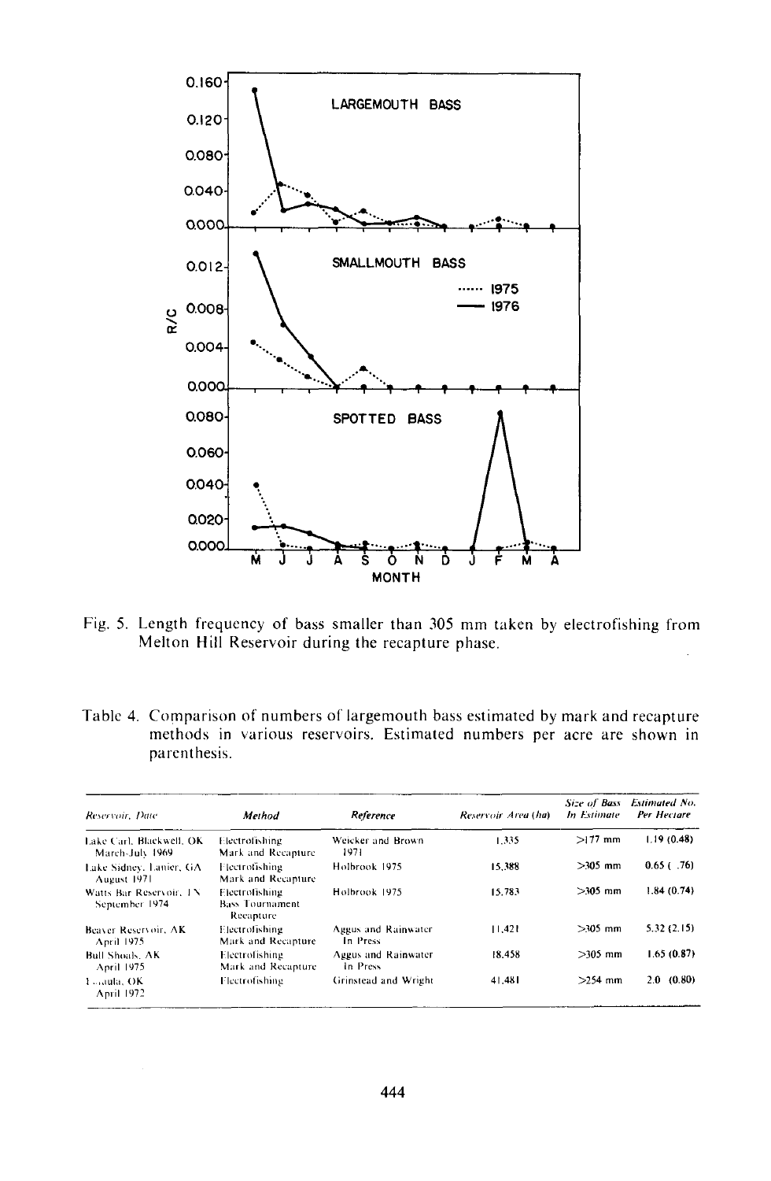Fig. 5. Length frequency of bass smaller than 305 mm taken by electrofishing from Melton Hill Reservoir during the recapture phase.

Table 4. Comparison of numbers of largemouth bass estimated by mark and recapture methods in various reservoirs. Estimated numbers per acre are shown in parenthesis.

| *Reservoir, Date* | *Method* | *Reference* | *Reservoir Area (ha)* | *Size of Bass In Estimate* | *Estimated No. Per Hectare* |
|---|---|---|---|---|---|
| Lake Carl, Blackwell, OK March-July 1969 | Electrofishing Mark and Recapture | Weicker and Brown 1971 | 1,335 | >177 mm | 1.19 (0.48) |
| Lake Sidney, Lanier, GA August 1971 | Electrofishing Mark and Recapture | Holbrook 1975 | 15,388 | >305 mm | 0.65 ( .76) |
| Watts Bar Reservoir, TN September 1974 | Electrofishing Bass Tournament Recapture | Holbrook 1975 | 15,783 | >305 mm | 1.84 (0.74) |
| Beaver Reservoir, AK April 1975 | Electrofishing Mark and Recapture | Aggus and Rainwater In Press | 11,421 | >305 mm | 5.32 (2.15) |
| Bull Shoals, AK April 1975 | Electrofishing Mark and Recapture | Aggus and Rainwater In Press | 18,458 | >305 mm | 1.65 (0.87) |
| Eufaula, OK April 1972 | Electrofishing | Grinstead and Wright | 41,481 | >254 mm | 2.0 (0.80) |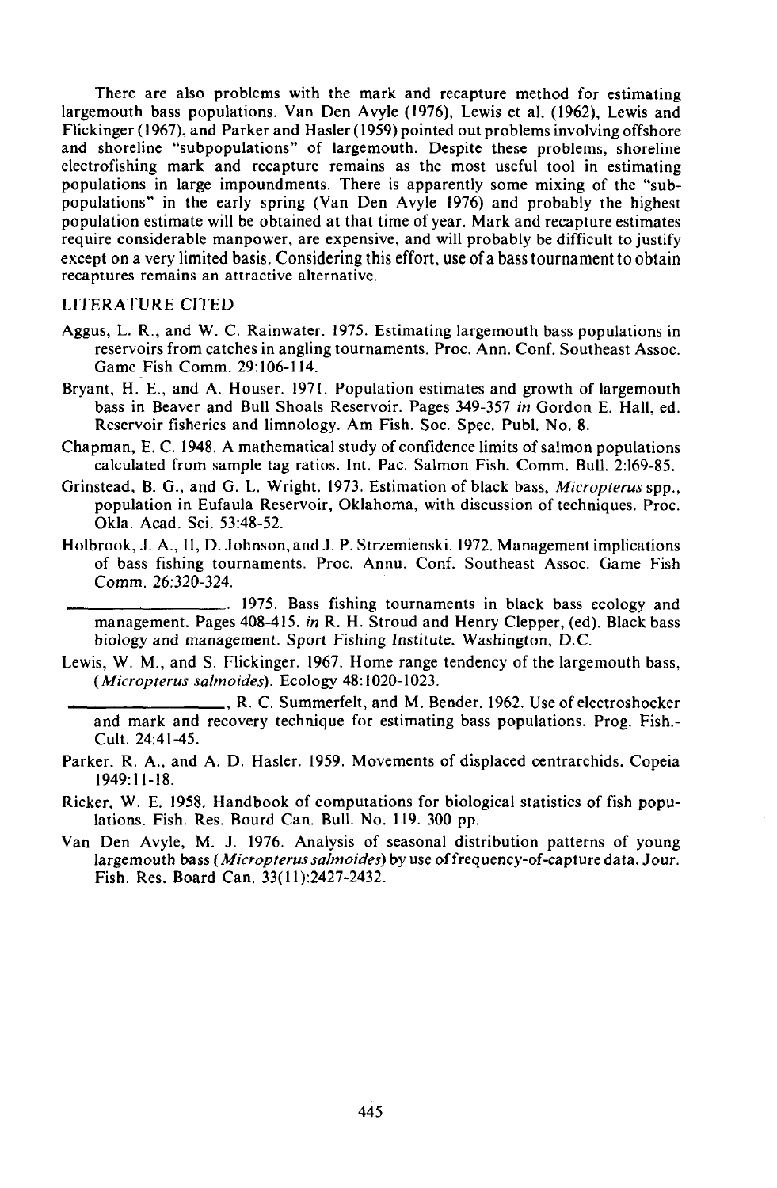There are also problems with the mark and recapture method for estimating largemouth bass populations. Van Den Avyle (1976), Lewis et al. (1962), Lewis and Flickinger (1967), and Parker and Hasler (1959) pointed out problems involving offshore and shoreline "subpopulations" of largemouth. Despite these problems, shoreline electrofishing mark and recapture remains as the most useful tool in estimating populations in large impoundments. There is apparently some mixing of the "subpopulations" in the early spring (Van Den Avyle 1976) and probably the highest population estimate will be obtained at that time of year. Mark and recapture estimates require considerable manpower, are expensive, and will probably be difficult to justify except on a very limited basis. Considering this effort, use of a bass tournament to obtain recaptures remains an attractive alternative.

## LITERATURE CITED

Aggus, L. R., and W. C. Rainwater. 1975. Estimating largemouth bass populations in reservoirs from catches in angling tournaments. Proc. Ann. Conf. Southeast Assoc. Game Fish Comm. 29:106-114.

Bryant, H. E., and A. Houser. 1971. Population estimates and growth of largemouth bass in Beaver and Bull Shoals Reservoir. Pages 349-357 *in* Gordon E. Hall, ed. Reservoir fisheries and limnology. Am Fish. Soc. Spec. Publ. No. 8.

Chapman, E. C. 1948. A mathematical study of confidence limits of salmon populations calculated from sample tag ratios. Int. Pac. Salmon Fish. Comm. Bull. 2:169-85.

Grinstead, B. G., and G. L. Wright. 1973. Estimation of black bass, *Micropterus* spp., population in Eufaula Reservoir, Oklahoma, with discussion of techniques. Proc. Okla. Acad. Sci. 53:48-52.

Holbrook, J. A., II, D. Johnson, and J. P. Strzemienski. 1972. Management implications of bass fishing tournaments. Proc. Annu. Conf. Southeast Assoc. Game Fish Comm. 26:320-324.

\_\_\_\_\_\_\_\_\_\_\_\_\_\_\_\_\_\_. 1975. Bass fishing tournaments in black bass ecology and management. Pages 408-415. *in* R. H. Stroud and Henry Clepper, (ed). Black bass biology and management. Sport Fishing Institute. Washington, D.C.

Lewis, W. M., and S. Flickinger. 1967. Home range tendency of the largemouth bass, (*Micropterus salmoides*). Ecology 48:1020-1023.

\_\_\_\_\_\_\_\_\_\_\_\_\_\_\_\_\_\_, R. C. Summerfelt, and M. Bender. 1962. Use of electroshocker and mark and recovery technique for estimating bass populations. Prog. Fish.-Cult. 24:41-45.

Parker, R. A., and A. D. Hasler. 1959. Movements of displaced centrarchids. Copeia 1949:11-18.

Ricker, W. E. 1958. Handbook of computations for biological statistics of fish populations. Fish. Res. Bourd Can. Bull. No. 119. 300 pp.

Van Den Avyle, M. J. 1976. Analysis of seasonal distribution patterns of young largemouth bass (*Micropterus salmoides*) by use of frequency-of-capture data. Jour. Fish. Res. Board Can. 33(11):2427-2432.